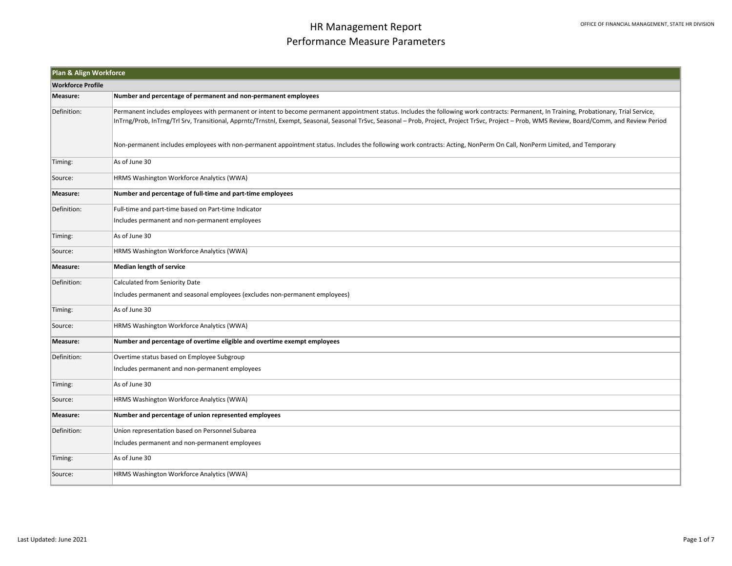# HR Management Report
## Performance Measure Parameters

OFFICE OF FINANCIAL MANAGEMENT, STATE HR DIVISION

| Plan & Align Workforce | |
|---|---|
| **Workforce Profile** | |
| **Measure:** | **Number and percentage of permanent and non-permanent employees** |
| Definition: | Permanent includes employees with permanent or intent to become permanent appointment status. Includes the following work contracts: Permanent, In Training, Probationary, Trial Service, InTrng/Prob, InTrng/Trl Srv, Transitional, Apprntc/Trnstnl, Exempt, Seasonal, Seasonal TrSvc, Seasonal – Prob, Project, Project TrSvc, Project – Prob, WMS Review, Board/Comm, and Review Period<br><br>Non-permanent includes employees with non-permanent appointment status. Includes the following work contracts: Acting, NonPerm On Call, NonPerm Limited, and Temporary |
| Timing: | As of June 30 |
| Source: | HRMS Washington Workforce Analytics (WWA) |
| **Measure:** | **Number and percentage of full-time and part-time employees** |
| Definition: | Full-time and part-time based on Part-time Indicator<br>Includes permanent and non-permanent employees |
| Timing: | As of June 30 |
| Source: | HRMS Washington Workforce Analytics (WWA) |
| **Measure:** | **Median length of service** |
| Definition: | Calculated from Seniority Date<br>Includes permanent and seasonal employees (excludes non-permanent employees) |
| Timing: | As of June 30 |
| Source: | HRMS Washington Workforce Analytics (WWA) |
| **Measure:** | **Number and percentage of overtime eligible and overtime exempt employees** |
| Definition: | Overtime status based on Employee Subgroup<br>Includes permanent and non-permanent employees |
| Timing: | As of June 30 |
| Source: | HRMS Washington Workforce Analytics (WWA) |
| **Measure:** | **Number and percentage of union represented employees** |
| Definition: | Union representation based on Personnel Subarea<br>Includes permanent and non-permanent employees |
| Timing: | As of June 30 |
| Source: | HRMS Washington Workforce Analytics (WWA) |

Last Updated: June 2021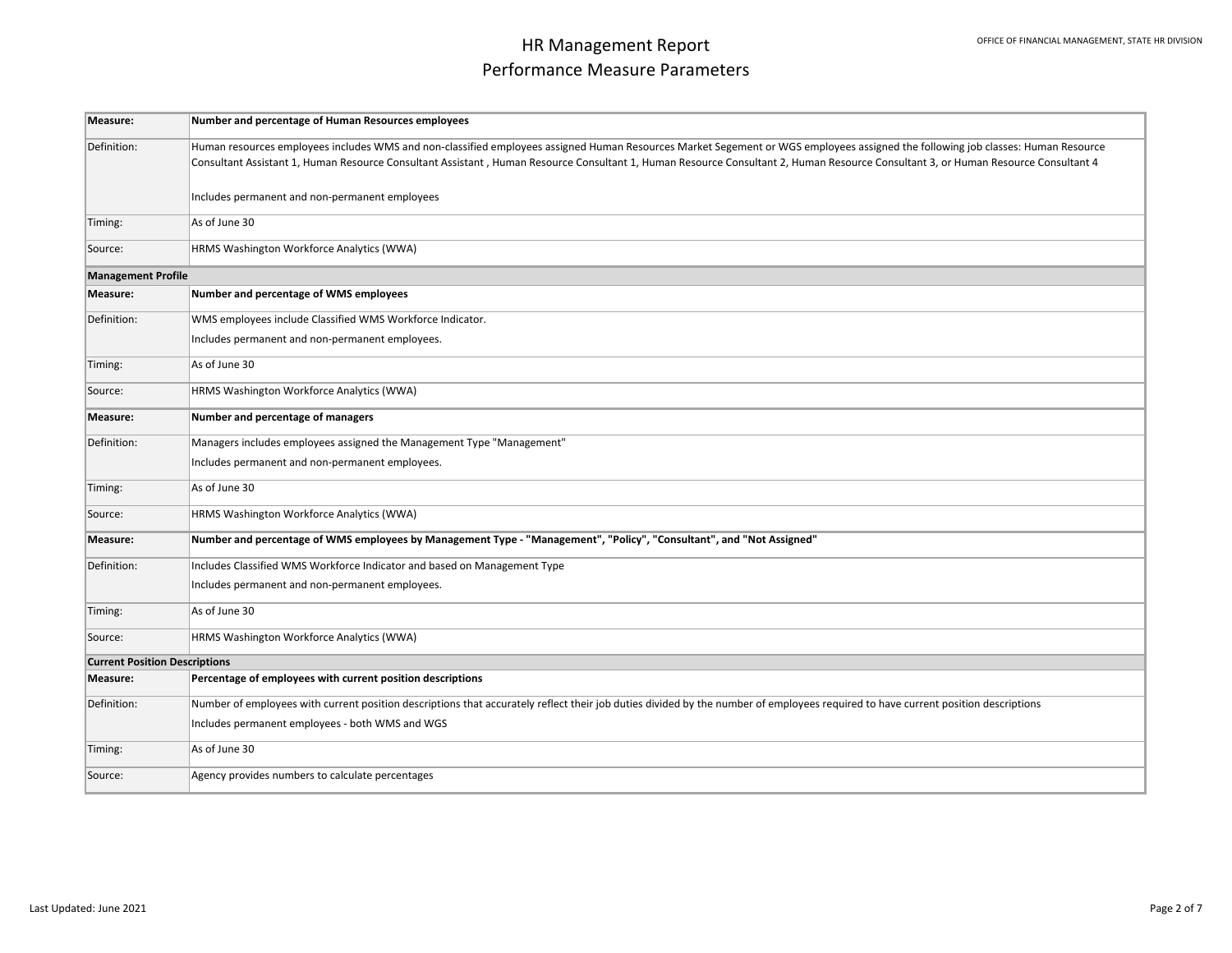# HR Management Report
## Performance Measure Parameters

| **Measure:** | **Number and percentage of Human Resources employees** |
|---|---|
| Definition: | Human resources employees includes WMS and non-classified employees assigned Human Resources Market Segement or WGS employees assigned the following job classes: Human Resource Consultant Assistant 1, Human Resource Consultant Assistant , Human Resource Consultant 1, Human Resource Consultant 2, Human Resource Consultant 3, or Human Resource Consultant 4<br><br>Includes permanent and non-permanent employees |
| Timing: | As of June 30 |
| Source: | HRMS Washington Workforce Analytics (WWA) |
| **Management Profile** | |
| **Measure:** | **Number and percentage of WMS employees** |
| Definition: | WMS employees include Classified WMS Workforce Indicator.<br>Includes permanent and non-permanent employees. |
| Timing: | As of June 30 |
| Source: | HRMS Washington Workforce Analytics (WWA) |
| **Measure:** | **Number and percentage of managers** |
| Definition: | Managers includes employees assigned the Management Type "Management"<br>Includes permanent and non-permanent employees. |
| Timing: | As of June 30 |
| Source: | HRMS Washington Workforce Analytics (WWA) |
| **Measure:** | **Number and percentage of WMS employees by Management Type - "Management", "Policy", "Consultant", and "Not Assigned"** |
| Definition: | Includes Classified WMS Workforce Indicator and based on Management Type<br>Includes permanent and non-permanent employees. |
| Timing: | As of June 30 |
| Source: | HRMS Washington Workforce Analytics (WWA) |
| **Current Position Descriptions** | |
| **Measure:** | **Percentage of employees with current position descriptions** |
| Definition: | Number of employees with current position descriptions that accurately reflect their job duties divided by the number of employees required to have current position descriptions<br>Includes permanent employees - both WMS and WGS |
| Timing: | As of June 30 |
| Source: | Agency provides numbers to calculate percentages |

Last Updated: June 2021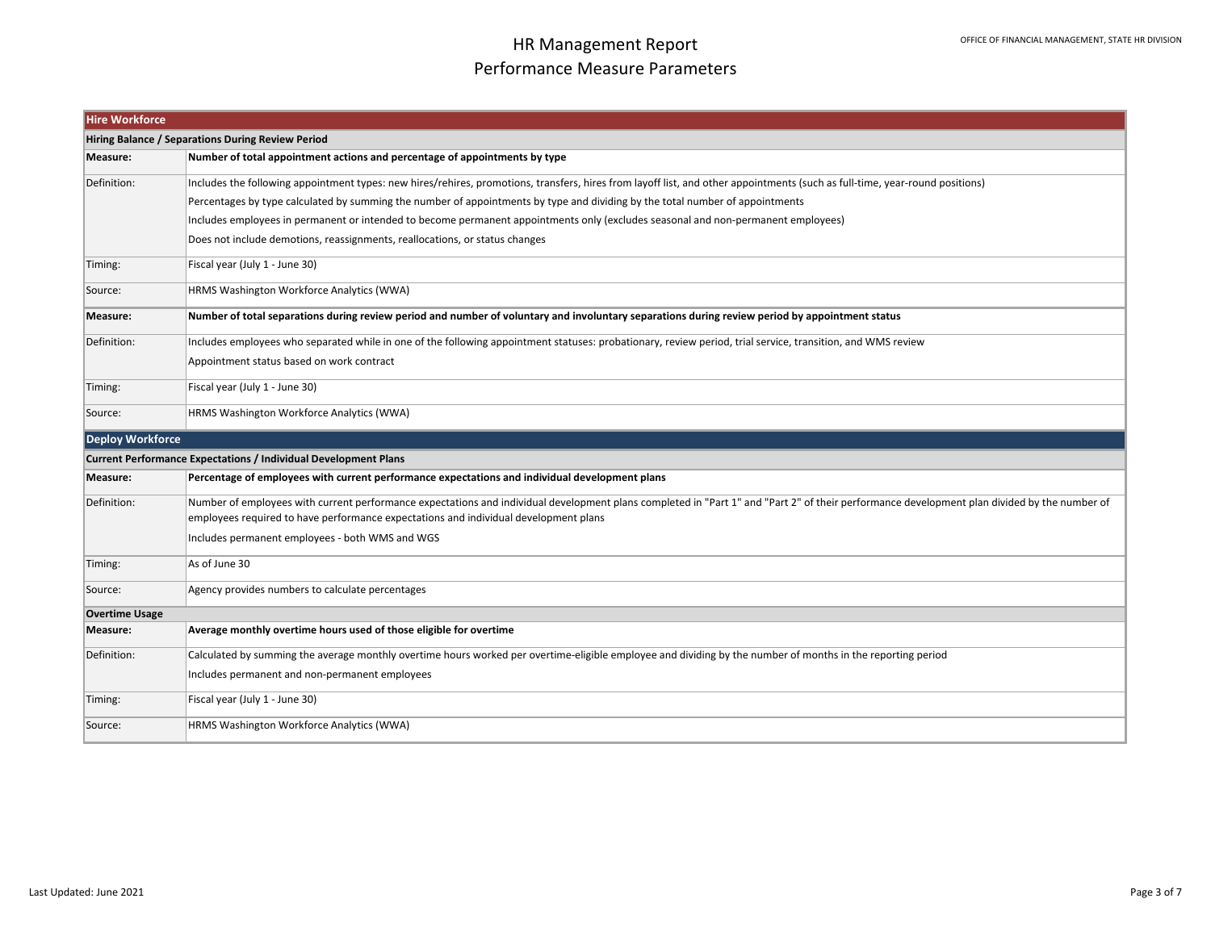# HR Management Report
## Performance Measure Parameters

| **Hire Workforce** | |
|---|---|
| **Hiring Balance / Separations During Review Period** | |
| **Measure:** | **Number of total appointment actions and percentage of appointments by type** |
| Definition: | Includes the following appointment types: new hires/rehires, promotions, transfers, hires from layoff list, and other appointments (such as full-time, year-round positions)<br>Percentages by type calculated by summing the number of appointments by type and dividing by the total number of appointments<br>Includes employees in permanent or intended to become permanent appointments only (excludes seasonal and non-permanent employees)<br>Does not include demotions, reassignments, reallocations, or status changes |
| Timing: | Fiscal year (July 1 - June 30) |
| Source: | HRMS Washington Workforce Analytics (WWA) |
| **Measure:** | **Number of total separations during review period and number of voluntary and involuntary separations during review period by appointment status** |
| Definition: | Includes employees who separated while in one of the following appointment statuses: probationary, review period, trial service, transition, and WMS review<br>Appointment status based on work contract |
| Timing: | Fiscal year (July 1 - June 30) |
| Source: | HRMS Washington Workforce Analytics (WWA) |

| **Deploy Workforce** | |
|---|---|
| **Current Performance Expectations / Individual Development Plans** | |
| **Measure:** | **Percentage of employees with current performance expectations and individual development plans** |
| Definition: | Number of employees with current performance expectations and individual development plans completed in "Part 1" and "Part 2" of their performance development plan divided by the number of employees required to have performance expectations and individual development plans<br>Includes permanent employees - both WMS and WGS |
| Timing: | As of June 30 |
| Source: | Agency provides numbers to calculate percentages |
| **Overtime Usage** | |
| **Measure:** | **Average monthly overtime hours used of those eligible for overtime** |
| Definition: | Calculated by summing the average monthly overtime hours worked per overtime-eligible employee and dividing by the number of months in the reporting period<br>Includes permanent and non-permanent employees |
| Timing: | Fiscal year (July 1 - June 30) |
| Source: | HRMS Washington Workforce Analytics (WWA) |

Last Updated: June 2021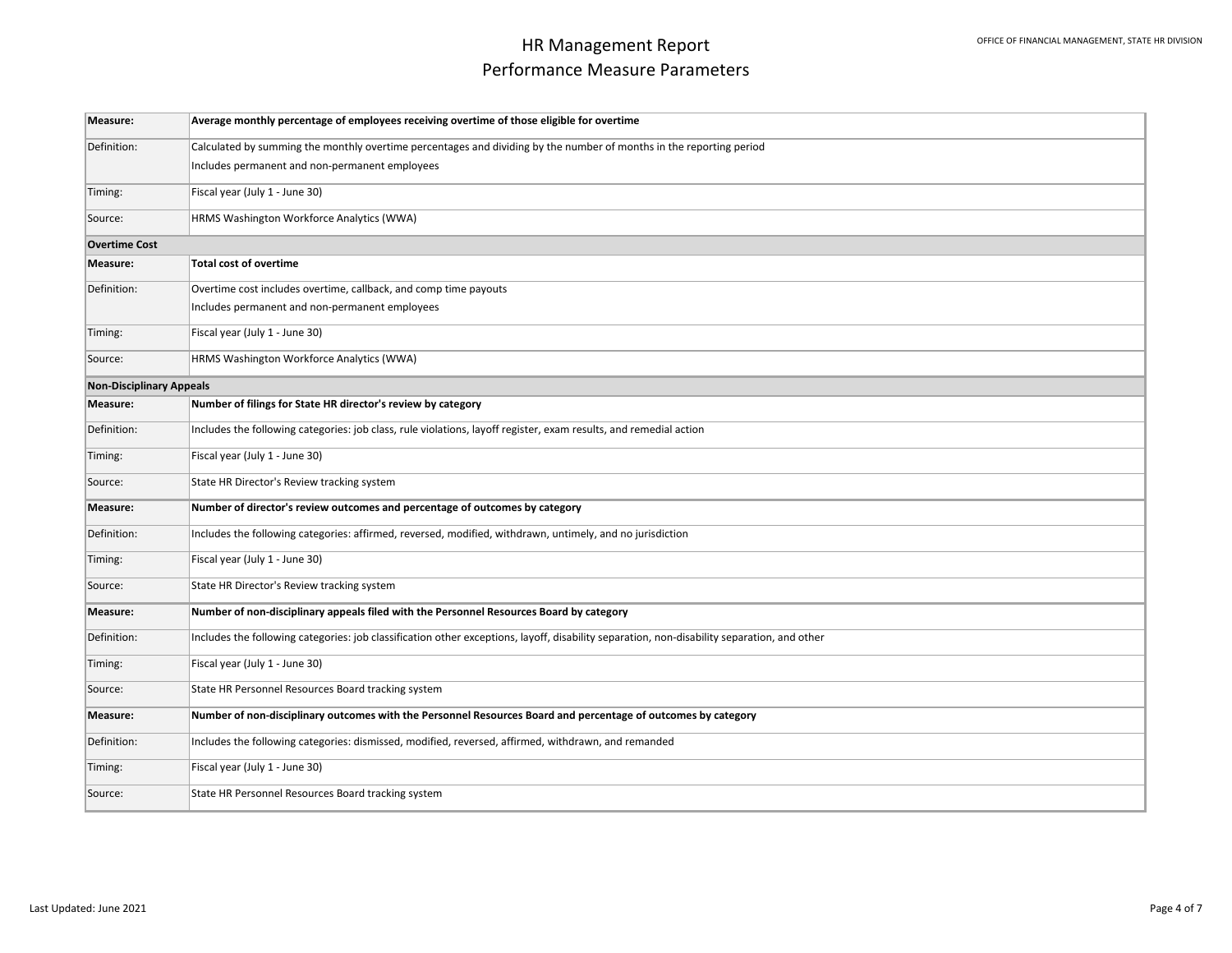# HR Management Report
# Performance Measure Parameters

| | |
|---|---|
| **Measure:** | **Average monthly percentage of employees receiving overtime of those eligible for overtime** |
| Definition: | Calculated by summing the monthly overtime percentages and dividing by the number of months in the reporting period<br>Includes permanent and non-permanent employees |
| Timing: | Fiscal year (July 1 - June 30) |
| Source: | HRMS Washington Workforce Analytics (WWA) |
| **Overtime Cost** | |
| **Measure:** | **Total cost of overtime** |
| Definition: | Overtime cost includes overtime, callback, and comp time payouts<br>Includes permanent and non-permanent employees |
| Timing: | Fiscal year (July 1 - June 30) |
| Source: | HRMS Washington Workforce Analytics (WWA) |
| **Non-Disciplinary Appeals** | |
| **Measure:** | **Number of filings for State HR director's review by category** |
| Definition: | Includes the following categories: job class, rule violations, layoff register, exam results, and remedial action |
| Timing: | Fiscal year (July 1 - June 30) |
| Source: | State HR Director's Review tracking system |
| **Measure:** | **Number of director's review outcomes and percentage of outcomes by category** |
| Definition: | Includes the following categories: affirmed, reversed, modified, withdrawn, untimely, and no jurisdiction |
| Timing: | Fiscal year (July 1 - June 30) |
| Source: | State HR Director's Review tracking system |
| **Measure:** | **Number of non-disciplinary appeals filed with the Personnel Resources Board by category** |
| Definition: | Includes the following categories: job classification other exceptions, layoff, disability separation, non-disability separation, and other |
| Timing: | Fiscal year (July 1 - June 30) |
| Source: | State HR Personnel Resources Board tracking system |
| **Measure:** | **Number of non-disciplinary outcomes with the Personnel Resources Board and percentage of outcomes by category** |
| Definition: | Includes the following categories: dismissed, modified, reversed, affirmed, withdrawn, and remanded |
| Timing: | Fiscal year (July 1 - June 30) |
| Source: | State HR Personnel Resources Board tracking system |

Last Updated: June 2021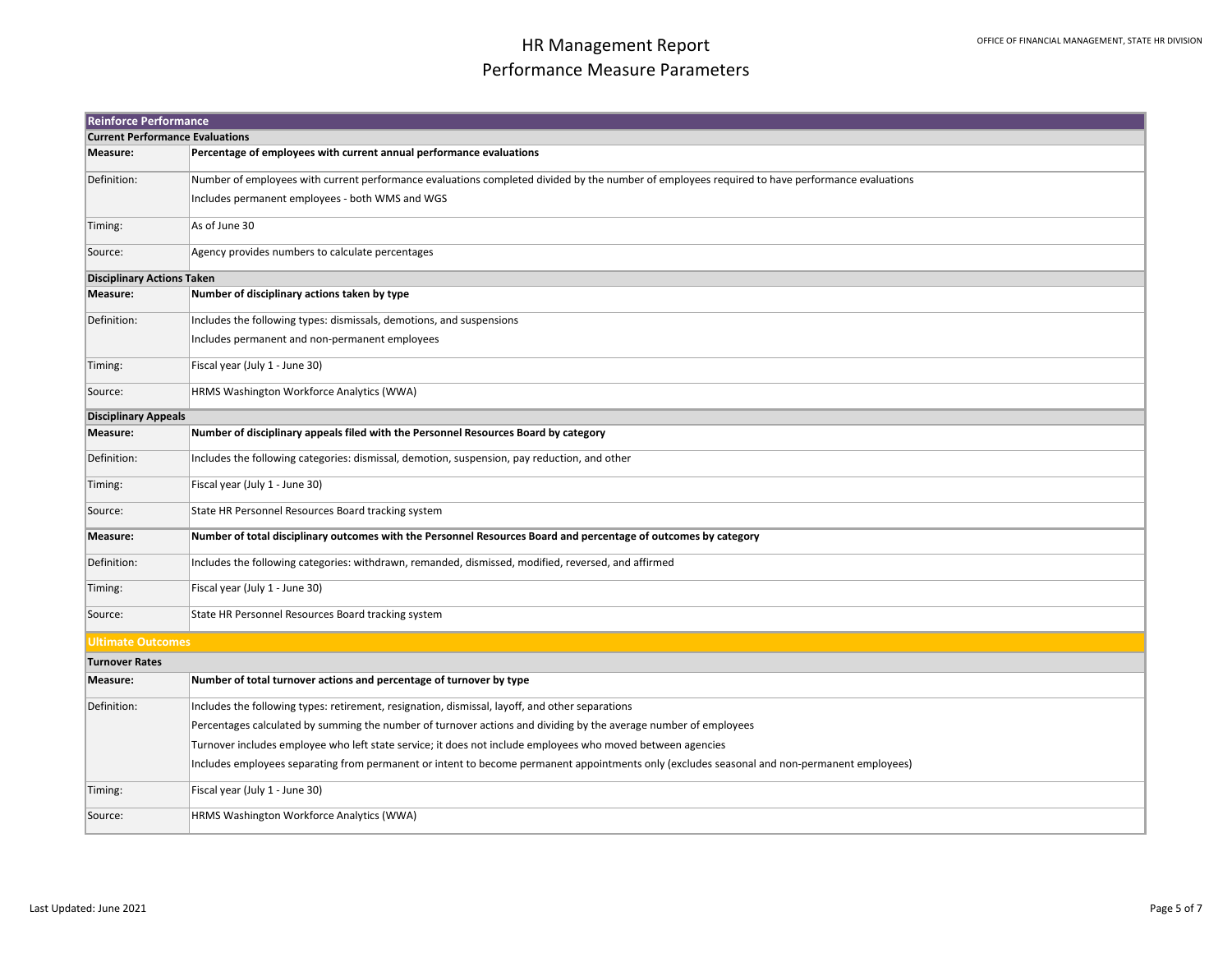# HR Management Report
## Performance Measure Parameters

| Reinforce Performance | |
|---|---|
| **Current Performance Evaluations** | |
| **Measure:** | **Percentage of employees with current annual performance evaluations** |
| Definition: | Number of employees with current performance evaluations completed divided by the number of employees required to have performance evaluations<br>Includes permanent employees - both WMS and WGS |
| Timing: | As of June 30 |
| Source: | Agency provides numbers to calculate percentages |
| **Disciplinary Actions Taken** | |
| **Measure:** | **Number of disciplinary actions taken by type** |
| Definition: | Includes the following types: dismissals, demotions, and suspensions<br>Includes permanent and non-permanent employees |
| Timing: | Fiscal year (July 1 - June 30) |
| Source: | HRMS Washington Workforce Analytics (WWA) |
| **Disciplinary Appeals** | |
| **Measure:** | **Number of disciplinary appeals filed with the Personnel Resources Board by category** |
| Definition: | Includes the following categories: dismissal, demotion, suspension, pay reduction, and other |
| Timing: | Fiscal year (July 1 - June 30) |
| Source: | State HR Personnel Resources Board tracking system |
| **Measure:** | **Number of total disciplinary outcomes with the Personnel Resources Board and percentage of outcomes by category** |
| Definition: | Includes the following categories: withdrawn, remanded, dismissed, modified, reversed, and affirmed |
| Timing: | Fiscal year (July 1 - June 30) |
| Source: | State HR Personnel Resources Board tracking system |

| Ultimate Outcomes | |
|---|---|
| **Turnover Rates** | |
| **Measure:** | **Number of total turnover actions and percentage of turnover by type** |
| Definition: | Includes the following types: retirement, resignation, dismissal, layoff, and other separations<br>Percentages calculated by summing the number of turnover actions and dividing by the average number of employees<br>Turnover includes employee who left state service; it does not include employees who moved between agencies<br>Includes employees separating from permanent or intent to become permanent appointments only (excludes seasonal and non-permanent employees) |
| Timing: | Fiscal year (July 1 - June 30) |
| Source: | HRMS Washington Workforce Analytics (WWA) |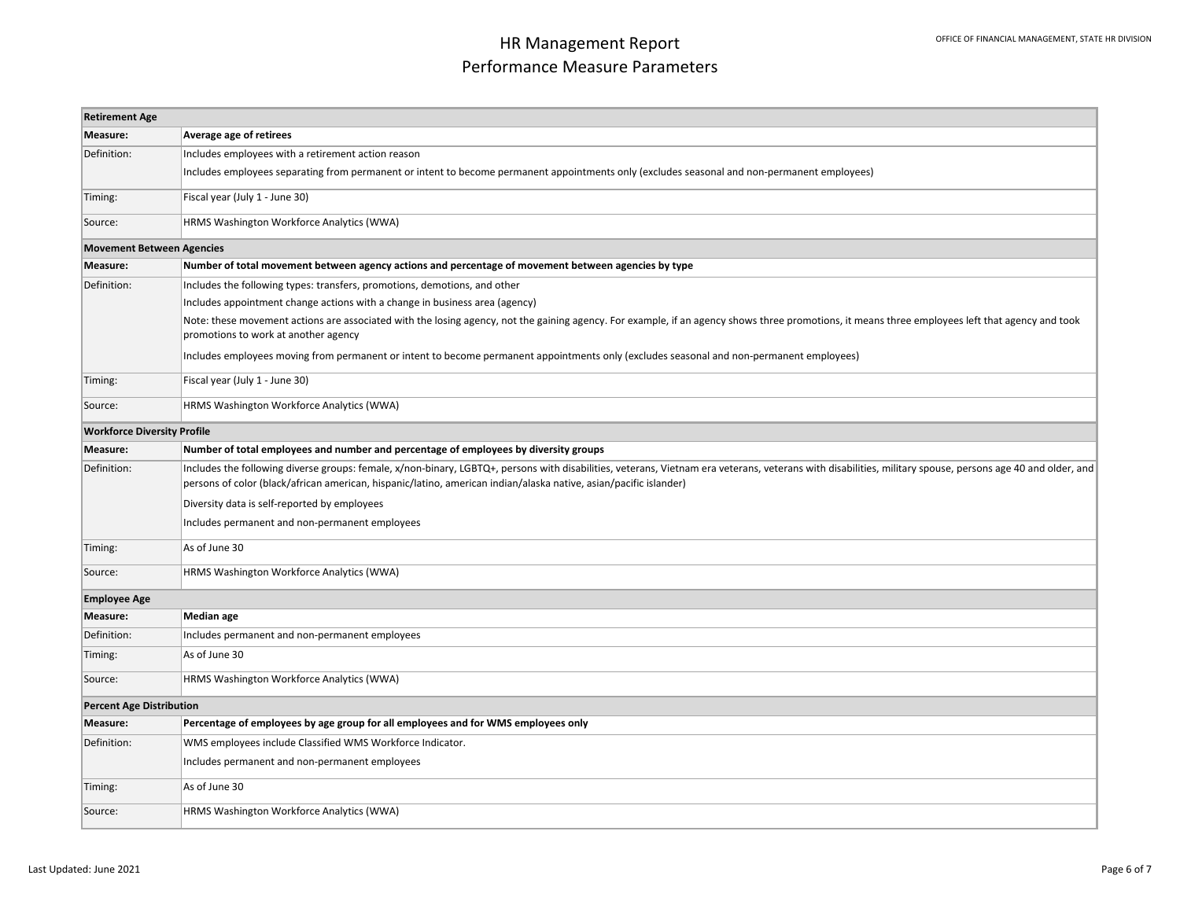# HR Management Report
## Performance Measure Parameters

OFFICE OF FINANCIAL MANAGEMENT, STATE HR DIVISION

| Retirement Age | |
|---|---|
| **Measure:** | **Average age of retirees** |
| Definition: | Includes employees with a retirement action reason<br>Includes employees separating from permanent or intent to become permanent appointments only (excludes seasonal and non-permanent employees) |
| Timing: | Fiscal year (July 1 - June 30) |
| Source: | HRMS Washington Workforce Analytics (WWA) |

| Movement Between Agencies | |
|---|---|
| **Measure:** | **Number of total movement between agency actions and percentage of movement between agencies by type** |
| Definition: | Includes the following types: transfers, promotions, demotions, and other<br>Includes appointment change actions with a change in business area (agency)<br>Note: these movement actions are associated with the losing agency, not the gaining agency. For example, if an agency shows three promotions, it means three employees left that agency and took promotions to work at another agency<br>Includes employees moving from permanent or intent to become permanent appointments only (excludes seasonal and non-permanent employees) |
| Timing: | Fiscal year (July 1 - June 30) |
| Source: | HRMS Washington Workforce Analytics (WWA) |

| Workforce Diversity Profile | |
|---|---|
| **Measure:** | **Number of total employees and number and percentage of employees by diversity groups** |
| Definition: | Includes the following diverse groups: female, x/non-binary, LGBTQ+, persons with disabilities, veterans, Vietnam era veterans, veterans with disabilities, military spouse, persons age 40 and older, and persons of color (black/african american, hispanic/latino, american indian/alaska native, asian/pacific islander)<br>Diversity data is self-reported by employees<br>Includes permanent and non-permanent employees |
| Timing: | As of June 30 |
| Source: | HRMS Washington Workforce Analytics (WWA) |

| Employee Age | |
|---|---|
| **Measure:** | **Median age** |
| Definition: | Includes permanent and non-permanent employees |
| Timing: | As of June 30 |
| Source: | HRMS Washington Workforce Analytics (WWA) |

| Percent Age Distribution | |
|---|---|
| **Measure:** | **Percentage of employees by age group for all employees and for WMS employees only** |
| Definition: | WMS employees include Classified WMS Workforce Indicator.<br>Includes permanent and non-permanent employees |
| Timing: | As of June 30 |
| Source: | HRMS Washington Workforce Analytics (WWA) |

Last Updated: June 2021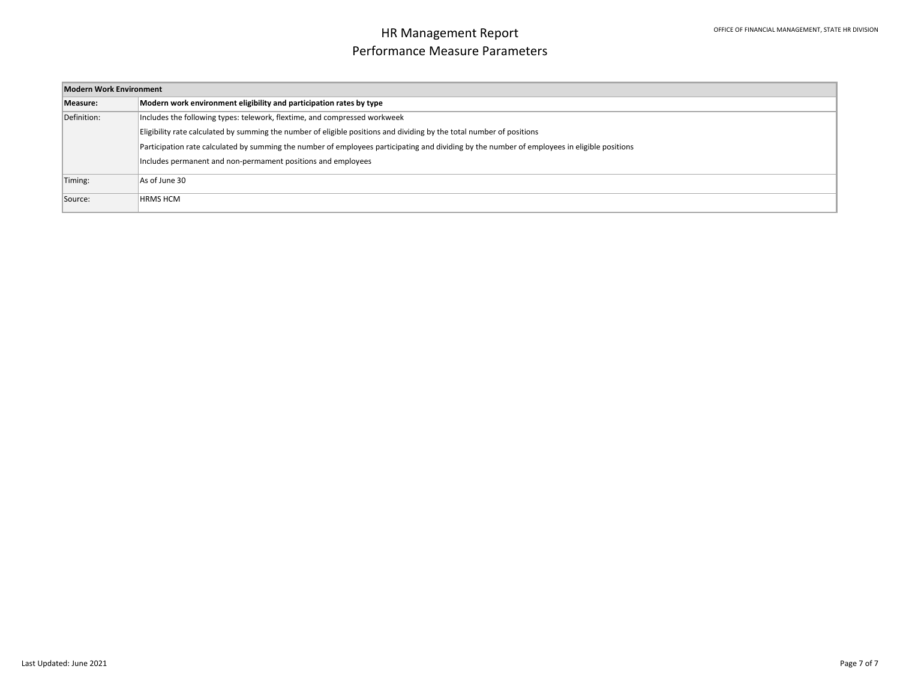# HR Management Report
## Performance Measure Parameters

| Modern Work Environment | |
|---|---|
| **Measure:** | **Modern work environment eligibility and participation rates by type** |
| Definition: | Includes the following types: telework, flextime, and compressed workweek<br>Eligibility rate calculated by summing the number of eligible positions and dividing by the total number of positions<br>Participation rate calculated by summing the number of employees participating and dividing by the number of employees in eligible positions<br>Includes permanent and non-permament positions and employees |
| Timing: | As of June 30 |
| Source: | HRMS HCM |

Last Updated: June 2021